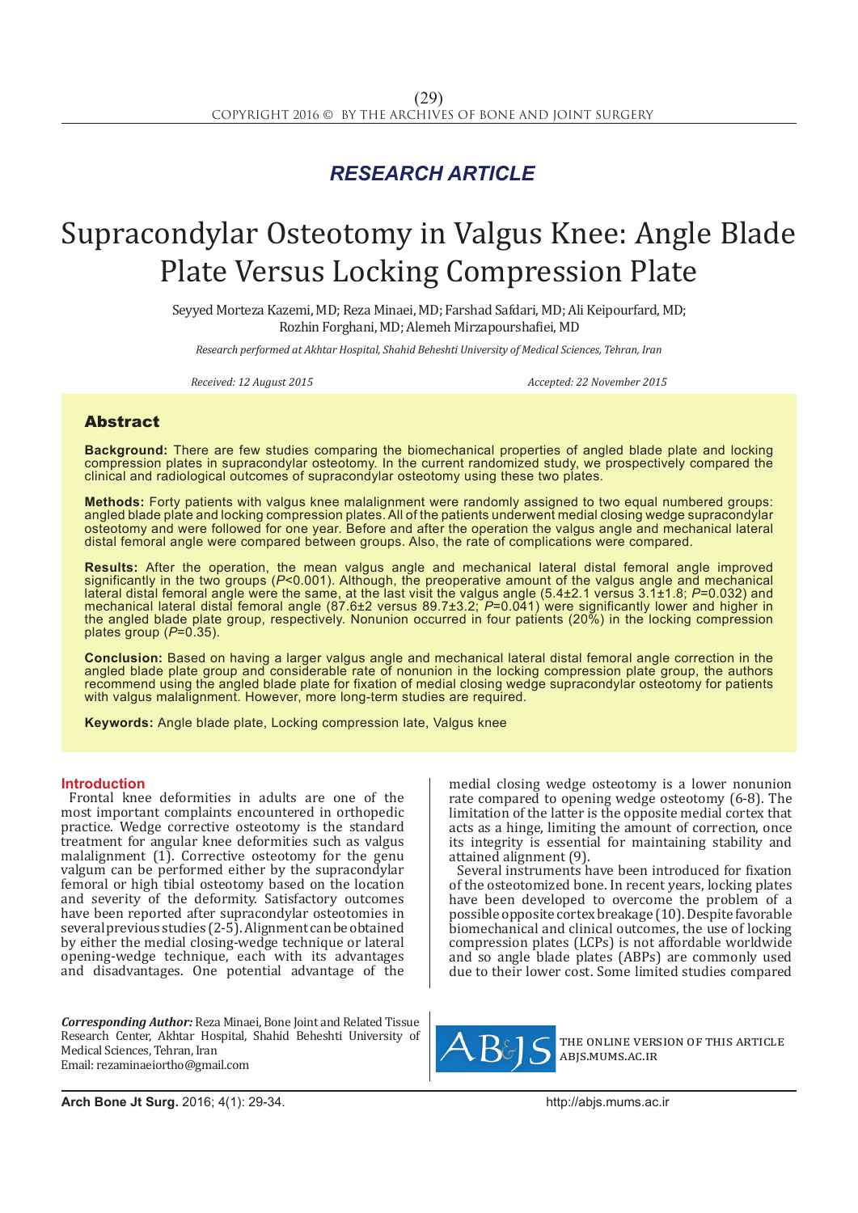## RESEARCH ARTICLE

# Supracondylar Osteotomy in Valgus Knee: Angle Blade Plate Versus Locking Compression Plate

Seyyed Morteza Kazemi, MD; Reza Minaei, MD; Farshad Safdari, MD; Ali Keipourfard, MD; Rozhin Forghani, MD; Alemeh Mirzapourshafiei, MD

*Research performed at Akhtar Hospital, Shahid Beheshti University of Medical Sciences, Tehran, Iran*

*Received: 12 August 2015* *Accepted: 22 November 2015*

## Abstract

**Background:** There are few studies comparing the biomechanical properties of angled blade plate and locking compression plates in supracondylar osteotomy. In the current randomized study, we prospectively compared the clinical and radiological outcomes of supracondylar osteotomy using these two plates.

**Methods:** Forty patients with valgus knee malalignment were randomly assigned to two equal numbered groups: angled blade plate and locking compression plates. All of the patients underwent medial closing wedge supracondylar osteotomy and were followed for one year. Before and after the operation the valgus angle and mechanical lateral distal femoral angle were compared between groups. Also, the rate of complications were compared.

**Results:** After the operation, the mean valgus angle and mechanical lateral distal femoral angle improved significantly in the two groups (*P*<0.001). Although, the preoperative amount of the valgus angle and mechanical lateral distal femoral angle were the same, at the last visit the valgus angle (5.4±2.1 versus 3.1±1.8; *P*=0.032) and mechanical lateral distal femoral angle (87.6±2 versus 89.7±3.2; *P*=0.041) were significantly lower and higher in the angled blade plate group, respectively. Nonunion occurred in four patients (20%) in the locking compression plates group (*P*=0.35).

**Conclusion:** Based on having a larger valgus angle and mechanical lateral distal femoral angle correction in the angled blade plate group and considerable rate of nonunion in the locking compression plate group, the authors recommend using the angled blade plate for fixation of medial closing wedge supracondylar osteotomy for patients with valgus malalignment. However, more long-term studies are required.

**Keywords:** Angle blade plate, Locking compression late, Valgus knee

## Introduction

Frontal knee deformities in adults are one of the most important complaints encountered in orthopedic practice. Wedge corrective osteotomy is the standard treatment for angular knee deformities such as valgus malalignment (1). Corrective osteotomy for the genu valgum can be performed either by the supracondylar femoral or high tibial osteotomy based on the location and severity of the deformity. Satisfactory outcomes have been reported after supracondylar osteotomies in several previous studies (2-5). Alignment can be obtained by either the medial closing-wedge technique or lateral opening-wedge technique, each with its advantages and disadvantages. One potential advantage of the medial closing wedge osteotomy is a lower nonunion rate compared to opening wedge osteotomy (6-8). The limitation of the latter is the opposite medial cortex that acts as a hinge, limiting the amount of correction, once its integrity is essential for maintaining stability and attained alignment (9).

Several instruments have been introduced for fixation of the osteotomized bone. In recent years, locking plates have been developed to overcome the problem of a possible opposite cortex breakage (10). Despite favorable biomechanical and clinical outcomes, the use of locking compression plates (LCPs) is not affordable worldwide and so angle blade plates (ABPs) are commonly used due to their lower cost. Some limited studies compared

*Corresponding Author:* Reza Minaei, Bone Joint and Related Tissue Research Center, Akhtar Hospital, Shahid Beheshti University of Medical Sciences, Tehran, Iran
Email: rezaminaeiortho@gmail.com

THE ONLINE VERSION OF THIS ARTICLE ABJS.MUMS.AC.IR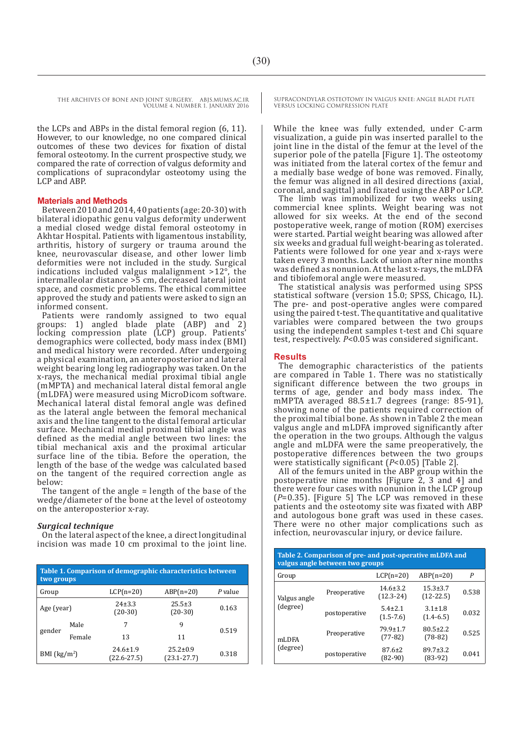the LCPs and ABPs in the distal femoral region (6, 11). However, to our knowledge, no one compared clinical outcomes of these two devices for fixation of distal femoral osteotomy. In the current prospective study, we compared the rate of correction of valgus deformity and complications of supracondylar osteotomy using the LCP and ABP.

## Materials and Methods

Between 2010 and 2014, 40 patients (age: 20-30) with bilateral idiopathic genu valgus deformity underwent a medial closed wedge distal femoral osteotomy in Akhtar Hospital. Patients with ligamentous instability, arthritis, history of surgery or trauma around the knee, neurovascular disease, and other lower limb deformities were not included in the study. Surgical indications included valgus malalignment >12°, the intermalleolar distance >5 cm, decreased lateral joint space, and cosmetic problems. The ethical committee approved the study and patients were asked to sign an informed consent.

Patients were randomly assigned to two equal groups: 1) angled blade plate (ABP) and 2) locking compression plate (LCP) group. Patients' demographics were collected, body mass index (BMI) and medical history were recorded. After undergoing a physical examination, an anteroposterior and lateral weight bearing long leg radiography was taken. On the x-rays, the mechanical medial proximal tibial angle (mMPTA) and mechanical lateral distal femoral angle (mLDFA) were measured using MicroDicom software. Mechanical lateral distal femoral angle was defined as the lateral angle between the femoral mechanical axis and the line tangent to the distal femoral articular surface. Mechanical medial proximal tibial angle was defined as the medial angle between two lines: the tibial mechanical axis and the proximal articular surface line of the tibia. Before the operation, the length of the base of the wedge was calculated based on the tangent of the required correction angle as below:

The tangent of the angle = length of the base of the wedge/diameter of the bone at the level of osteotomy on the anteroposterior x-ray.

### *Surgical technique*

On the lateral aspect of the knee, a direct longitudinal incision was made 10 cm proximal to the joint line. While the knee was fully extended, under C-arm visualization, a guide pin was inserted parallel to the joint line in the distal of the femur at the level of the superior pole of the patella [Figure 1]. The osteotomy was initiated from the lateral cortex of the femur and a medially base wedge of bone was removed. Finally, the femur was aligned in all desired directions (axial, coronal, and sagittal) and fixated using the ABP or LCP.

The limb was immobilized for two weeks using commercial knee splints. Weight bearing was not allowed for six weeks. At the end of the second postoperative week, range of motion (ROM) exercises were started. Partial weight bearing was allowed after six weeks and gradual full weight-bearing as tolerated. Patients were followed for one year and x-rays were taken every 3 months. Lack of union after nine months was defined as nonunion. At the last x-rays, the mLDFA and tibiofemoral angle were measured.

The statistical analysis was performed using SPSS statistical software (version 15.0; SPSS, Chicago, IL). The pre- and post-operative angles were compared using the paired t-test. The quantitative and qualitative variables were compared between the two groups using the independent samples t-test and Chi square test, respectively. $P<0.05$ was considered significant.

**Table 1. Comparison of demographic characteristics between two groups**

| Group | | LCP(n=20) | ABP(n=20) | *P* value |
|---|---|---|---|---|
| Age (year) | | 24±3.3 (20-30) | 25.5±3 (20-30) | 0.163 |
| gender | Male | 7 | 9 | 0.519 |
| | Female | 13 | 11 | |
| BMI (kg/m$^2$) | | 24.6±1.9 (22.6-27.5) | 25.2±0.9 (23.1-27.7) | 0.318 |

## Results

The demographic characteristics of the patients are compared in Table 1. There was no statistically significant difference between the two groups in terms of age, gender and body mass index. The mMPTA averaged 88.5±1.7 degrees (range: 85-91), showing none of the patients required correction of the proximal tibial bone. As shown in Table 2 the mean valgus angle and mLDFA improved significantly after the operation in the two groups. Although the valgus angle and mLDFA were the same preoperatively, the postoperative differences between the two groups were statistically significant ($P<0.05$) [Table 2].

All of the femurs united in the ABP group within the postoperative nine months [Figure 2, 3 and 4] and there were four cases with nonunion in the LCP group ($P=0.35$). [Figure 5] The LCP was removed in these patients and the osteotomy site was fixated with ABP and autologous bone graft was used in these cases. There were no other major complications such as infection, neurovascular injury, or device failure.

**Table 2. Comparison of pre- and post-operative mLDFA and valgus angle between two groups**

| Group | | LCP(n=20) | ABP(n=20) | *P* |
|---|---|---|---|---|
| Valgus angle (degree) | Preoperative | 14.6±3.2 (12.3-24) | 15.3±3.7 (12-22.5) | 0.538 |
| | postoperative | 5.4±2.1 (1.5-7.6) | 3.1±1.8 (1.4-6.5) | 0.032 |
| mLDFA (degree) | Preoperative | 79.9±1.7 (77-82) | 80.5±2.2 (78-82) | 0.525 |
| | postoperative | 87.6±2 (82-90) | 89.7±3.2 (83-92) | 0.041 |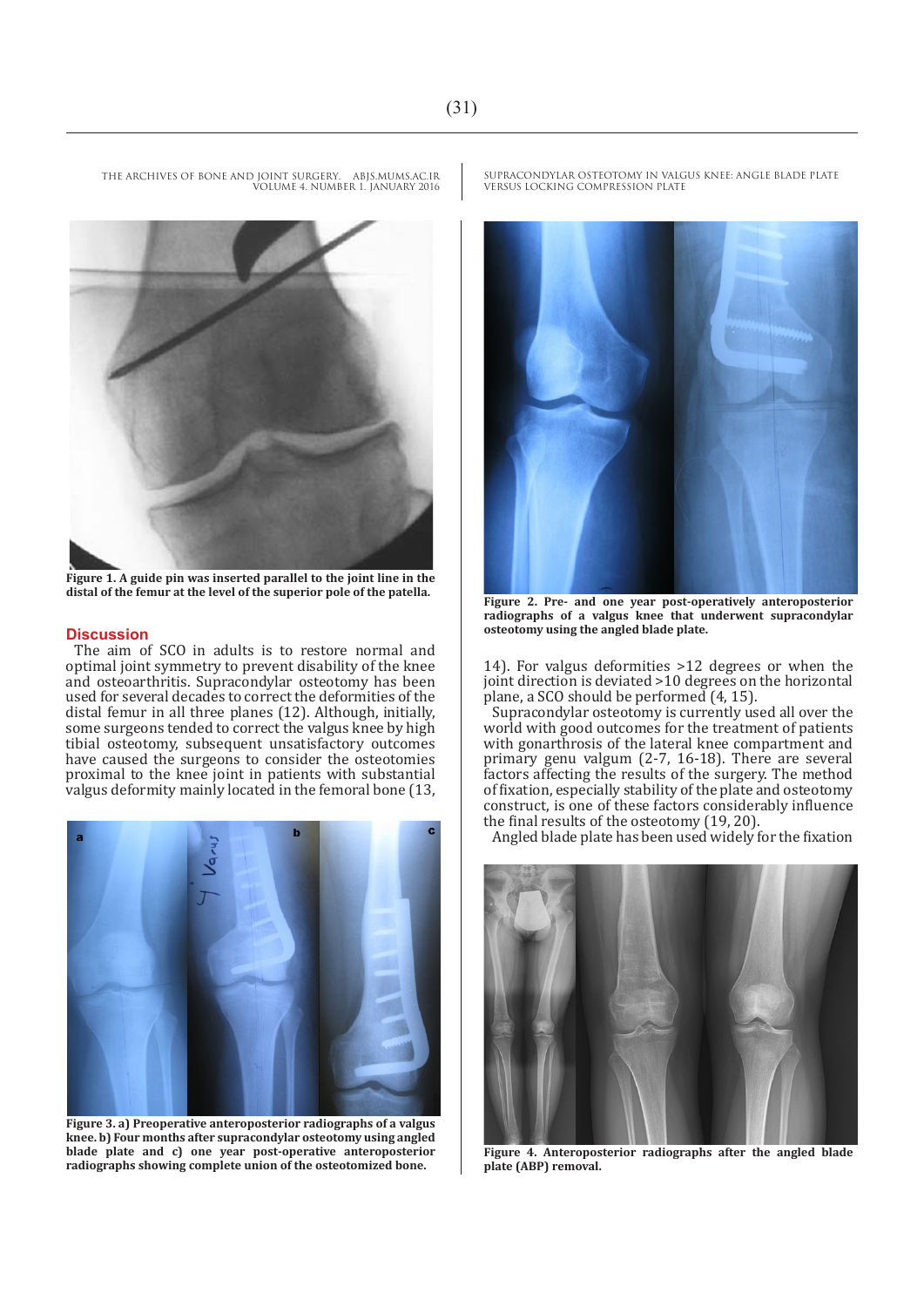**Figure 1. A guide pin was inserted parallel to the joint line in the distal of the femur at the level of the superior pole of the patella.**

## Discussion

The aim of SCO in adults is to restore normal and optimal joint symmetry to prevent disability of the knee and osteoarthritis. Supracondylar osteotomy has been used for several decades to correct the deformities of the distal femur in all three planes (12). Although, initially, some surgeons tended to correct the valgus knee by high tibial osteotomy, subsequent unsatisfactory outcomes have caused the surgeons to consider the osteotomies proximal to the knee joint in patients with substantial valgus deformity mainly located in the femoral bone (13, 14). For valgus deformities >12 degrees or when the joint direction is deviated >10 degrees on the horizontal plane, a SCO should be performed (4, 15).

Supracondylar osteotomy is currently used all over the world with good outcomes for the treatment of patients with gonarthrosis of the lateral knee compartment and primary genu valgum (2-7, 16-18). There are several factors affecting the results of the surgery. The method of fixation, especially stability of the plate and osteotomy construct, is one of these factors considerably influence the final results of the osteotomy (19, 20).

Angled blade plate has been used widely for the fixation

**Figure 3. a) Preoperative anteroposterior radiographs of a valgus knee. b) Four months after supracondylar osteotomy using angled blade plate and c) one year post-operative anteroposterior radiographs showing complete union of the osteotomized bone.**

**Figure 2. Pre- and one year post-operatively anteroposterior radiographs of a valgus knee that underwent supracondylar osteotomy using the angled blade plate.**

**Figure 4. Anteroposterior radiographs after the angled blade plate (ABP) removal.**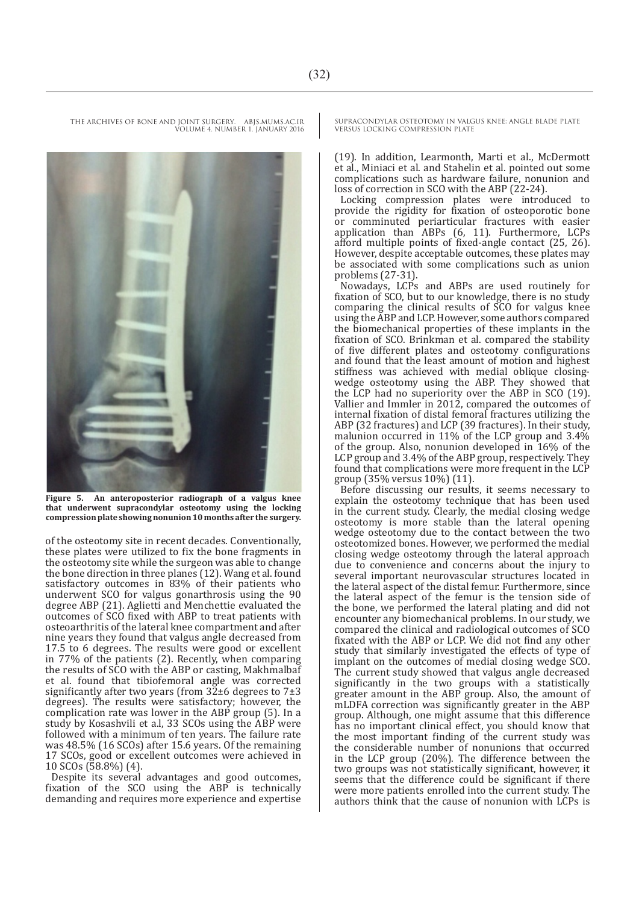**Figure 5. An anteroposterior radiograph of a valgus knee that underwent supracondylar osteotomy using the locking compression plate showing nonunion 10 months after the surgery.**

of the osteotomy site in recent decades. Conventionally, these plates were utilized to fix the bone fragments in the osteotomy site while the surgeon was able to change the bone direction in three planes (12). Wang et al. found satisfactory outcomes in 83% of their patients who underwent SCO for valgus gonarthrosis using the 90 degree ABP (21). Aglietti and Menchettie evaluated the outcomes of SCO fixed with ABP to treat patients with osteoarthritis of the lateral knee compartment and after nine years they found that valgus angle decreased from 17.5 to 6 degrees. The results were good or excellent in 77% of the patients (2). Recently, when comparing the results of SCO with the ABP or casting, Makhmalbaf et al. found that tibiofemoral angle was corrected significantly after two years (from 32±6 degrees to 7±3 degrees). The results were satisfactory; however, the complication rate was lower in the ABP group (5). In a study by Kosashvili et a.l, 33 SCOs using the ABP were followed with a minimum of ten years. The failure rate was 48.5% (16 SCOs) after 15.6 years. Of the remaining 17 SCOs, good or excellent outcomes were achieved in 10 SCOs (58.8%) (4).

Despite its several advantages and good outcomes, fixation of the SCO using the ABP is technically demanding and requires more experience and expertise (19). In addition, Learmonth, Marti et al., McDermott et al., Miniaci et al. and Stahelin et al. pointed out some complications such as hardware failure, nonunion and loss of correction in SCO with the ABP (22-24).

Locking compression plates were introduced to provide the rigidity for fixation of osteoporotic bone or comminuted periarticular fractures with easier application than ABPs (6, 11). Furthermore, LCPs afford multiple points of fixed-angle contact (25, 26). However, despite acceptable outcomes, these plates may be associated with some complications such as union problems (27-31).

Nowadays, LCPs and ABPs are used routinely for fixation of SCO, but to our knowledge, there is no study comparing the clinical results of SCO for valgus knee using the ABP and LCP. However, some authors compared the biomechanical properties of these implants in the fixation of SCO. Brinkman et al. compared the stability of five different plates and osteotomy configurations and found that the least amount of motion and highest stiffness was achieved with medial oblique closing-wedge osteotomy using the ABP. They showed that the LCP had no superiority over the ABP in SCO (19). Vallier and Immler in 2012, compared the outcomes of internal fixation of distal femoral fractures utilizing the ABP (32 fractures) and LCP (39 fractures). In their study, malunion occurred in 11% of the LCP group and 3.4% of the group. Also, nonunion developed in 16% of the LCP group and 3.4% of the ABP group, respectively. They found that complications were more frequent in the LCP group (35% versus 10%) (11).

Before discussing our results, it seems necessary to explain the osteotomy technique that has been used in the current study. Clearly, the medial closing wedge osteotomy is more stable than the lateral opening wedge osteotomy due to the contact between the two osteotomized bones. However, we performed the medial closing wedge osteotomy through the lateral approach due to convenience and concerns about the injury to several important neurovascular structures located in the lateral aspect of the distal femur. Furthermore, since the lateral aspect of the femur is the tension side of the bone, we performed the lateral plating and did not encounter any biomechanical problems. In our study, we compared the clinical and radiological outcomes of SCO fixated with the ABP or LCP. We did not find any other study that similarly investigated the effects of type of implant on the outcomes of medial closing wedge SCO. The current study showed that valgus angle decreased significantly in the two groups with a statistically greater amount in the ABP group. Also, the amount of mLDFA correction was significantly greater in the ABP group. Although, one might assume that this difference has no important clinical effect, you should know that the most important finding of the current study was the considerable number of nonunions that occurred in the LCP group (20%). The difference between the two groups was not statistically significant, however, it seems that the difference could be significant if there were more patients enrolled into the current study. The authors think that the cause of nonunion with LCPs is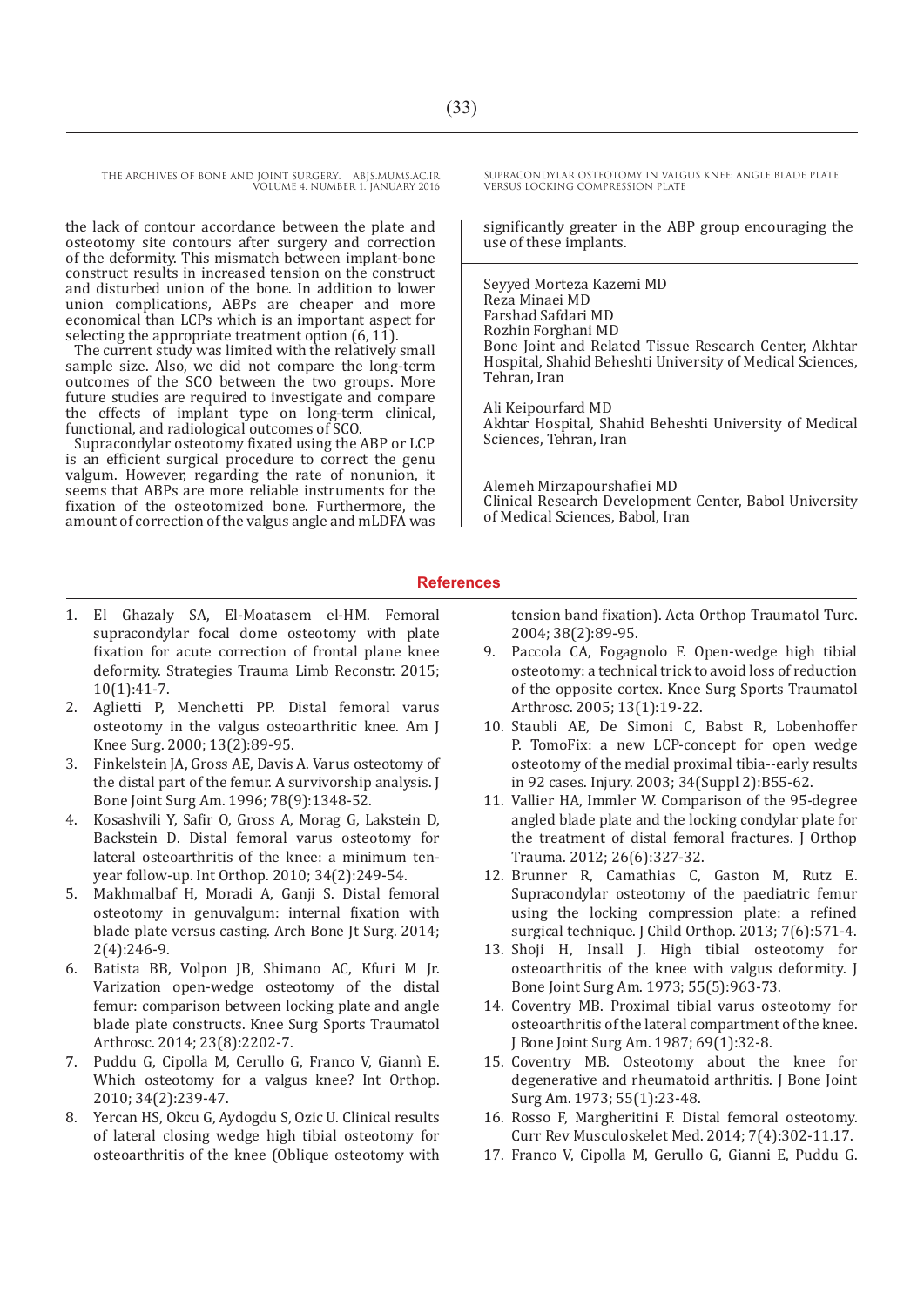the lack of contour accordance between the plate and osteotomy site contours after surgery and correction of the deformity. This mismatch between implant-bone construct results in increased tension on the construct and disturbed union of the bone. In addition to lower union complications, ABPs are cheaper and more economical than LCPs which is an important aspect for selecting the appropriate treatment option (6, 11).

The current study was limited with the relatively small sample size. Also, we did not compare the long-term outcomes of the SCO between the two groups. More future studies are required to investigate and compare the effects of implant type on long-term clinical, functional, and radiological outcomes of SCO.

Supracondylar osteotomy fixated using the ABP or LCP is an efficient surgical procedure to correct the genu valgum. However, regarding the rate of nonunion, it seems that ABPs are more reliable instruments for the fixation of the osteotomized bone. Furthermore, the amount of correction of the valgus angle and mLDFA was significantly greater in the ABP group encouraging the use of these implants.

Seyyed Morteza Kazemi MD  
Reza Minaei MD  
Farshad Safdari MD  
Rozhin Forghani MD  
Bone Joint and Related Tissue Research Center, Akhtar Hospital, Shahid Beheshti University of Medical Sciences, Tehran, Iran

Ali Keipourfard MD  
Akhtar Hospital, Shahid Beheshti University of Medical Sciences, Tehran, Iran

Alemeh Mirzapourshafiei MD  
Clinical Research Development Center, Babol University of Medical Sciences, Babol, Iran

## References

1. El Ghazaly SA, El-Moatasem el-HM. Femoral supracondylar focal dome osteotomy with plate fixation for acute correction of frontal plane knee deformity. Strategies Trauma Limb Reconstr. 2015; 10(1):41-7.
2. Aglietti P, Menchetti PP. Distal femoral varus osteotomy in the valgus osteoarthritic knee. Am J Knee Surg. 2000; 13(2):89-95.
3. Finkelstein JA, Gross AE, Davis A. Varus osteotomy of the distal part of the femur. A survivorship analysis. J Bone Joint Surg Am. 1996; 78(9):1348-52.
4. Kosashvili Y, Safir O, Gross A, Morag G, Lakstein D, Backstein D. Distal femoral varus osteotomy for lateral osteoarthritis of the knee: a minimum ten-year follow-up. Int Orthop. 2010; 34(2):249-54.
5. Makhmalbaf H, Moradi A, Ganji S. Distal femoral osteotomy in genuvalgum: internal fixation with blade plate versus casting. Arch Bone Jt Surg. 2014; 2(4):246-9.
6. Batista BB, Volpon JB, Shimano AC, Kfuri M Jr. Varization open-wedge osteotomy of the distal femur: comparison between locking plate and angle blade plate constructs. Knee Surg Sports Traumatol Arthrosc. 2014; 23(8):2202-7.
7. Puddu G, Cipolla M, Cerullo G, Franco V, Giannì E. Which osteotomy for a valgus knee? Int Orthop. 2010; 34(2):239-47.
8. Yercan HS, Okcu G, Aydogdu S, Ozic U. Clinical results of lateral closing wedge high tibial osteotomy for osteoarthritis of the knee (Oblique osteotomy with tension band fixation). Acta Orthop Traumatol Turc. 2004; 38(2):89-95.
9. Paccola CA, Fogagnolo F. Open-wedge high tibial osteotomy: a technical trick to avoid loss of reduction of the opposite cortex. Knee Surg Sports Traumatol Arthrosc. 2005; 13(1):19-22.
10. Staubli AE, De Simoni C, Babst R, Lobenhoffer P. TomoFix: a new LCP-concept for open wedge osteotomy of the medial proximal tibia--early results in 92 cases. Injury. 2003; 34(Suppl 2):B55-62.
11. Vallier HA, Immler W. Comparison of the 95-degree angled blade plate and the locking condylar plate for the treatment of distal femoral fractures. J Orthop Trauma. 2012; 26(6):327-32.
12. Brunner R, Camathias C, Gaston M, Rutz E. Supracondylar osteotomy of the paediatric femur using the locking compression plate: a refined surgical technique. J Child Orthop. 2013; 7(6):571-4.
13. Shoji H, Insall J. High tibial osteotomy for osteoarthritis of the knee with valgus deformity. J Bone Joint Surg Am. 1973; 55(5):963-73.
14. Coventry MB. Proximal tibial varus osteotomy for osteoarthritis of the lateral compartment of the knee. J Bone Joint Surg Am. 1987; 69(1):32-8.
15. Coventry MB. Osteotomy about the knee for degenerative and rheumatoid arthritis. J Bone Joint Surg Am. 1973; 55(1):23-48.
16. Rosso F, Margheritini F. Distal femoral osteotomy. Curr Rev Musculoskelet Med. 2014; 7(4):302-11.17.
17. Franco V, Cipolla M, Gerullo G, Gianni E, Puddu G.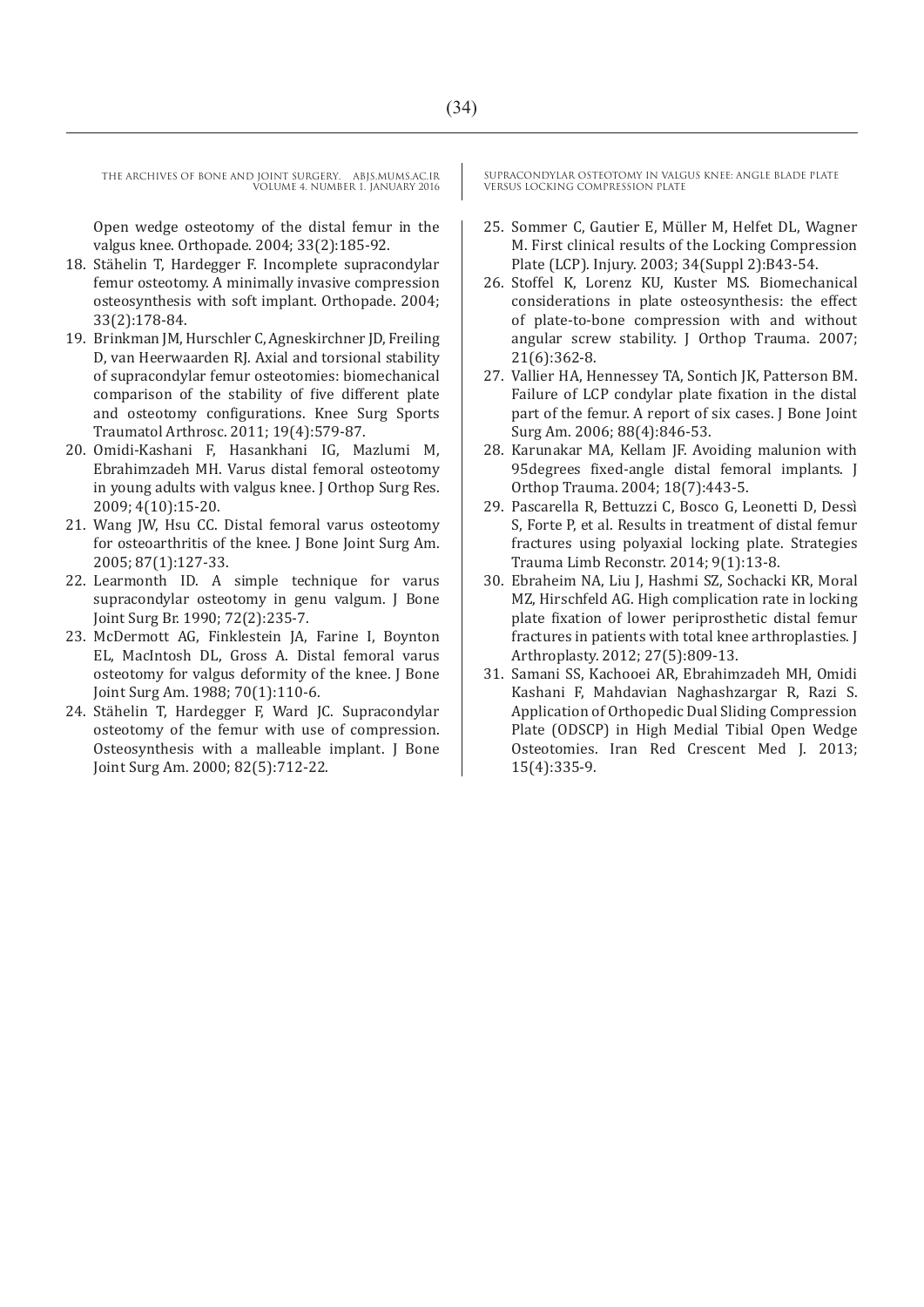Open wedge osteotomy of the distal femur in the valgus knee. Orthopade. 2004; 33(2):185-92.

18. Stähelin T, Hardegger F. Incomplete supracondylar femur osteotomy. A minimally invasive compression osteosynthesis with soft implant. Orthopade. 2004; 33(2):178-84.
19. Brinkman JM, Hurschler C, Agneskirchner JD, Freiling D, van Heerwaarden RJ. Axial and torsional stability of supracondylar femur osteotomies: biomechanical comparison of the stability of five different plate and osteotomy configurations. Knee Surg Sports Traumatol Arthrosc. 2011; 19(4):579-87.
20. Omidi-Kashani F, Hasankhani IG, Mazlumi M, Ebrahimzadeh MH. Varus distal femoral osteotomy in young adults with valgus knee. J Orthop Surg Res. 2009; 4(10):15-20.
21. Wang JW, Hsu CC. Distal femoral varus osteotomy for osteoarthritis of the knee. J Bone Joint Surg Am. 2005; 87(1):127-33.
22. Learmonth ID. A simple technique for varus supracondylar osteotomy in genu valgum. J Bone Joint Surg Br. 1990; 72(2):235-7.
23. McDermott AG, Finklestein JA, Farine I, Boynton EL, MacIntosh DL, Gross A. Distal femoral varus osteotomy for valgus deformity of the knee. J Bone Joint Surg Am. 1988; 70(1):110-6.
24. Stähelin T, Hardegger F, Ward JC. Supracondylar osteotomy of the femur with use of compression. Osteosynthesis with a malleable implant. J Bone Joint Surg Am. 2000; 82(5):712-22.
25. Sommer C, Gautier E, Müller M, Helfet DL, Wagner M. First clinical results of the Locking Compression Plate (LCP). Injury. 2003; 34(Suppl 2):B43-54.
26. Stoffel K, Lorenz KU, Kuster MS. Biomechanical considerations in plate osteosynthesis: the effect of plate-to-bone compression with and without angular screw stability. J Orthop Trauma. 2007; 21(6):362-8.
27. Vallier HA, Hennessey TA, Sontich JK, Patterson BM. Failure of LCP condylar plate fixation in the distal part of the femur. A report of six cases. J Bone Joint Surg Am. 2006; 88(4):846-53.
28. Karunakar MA, Kellam JF. Avoiding malunion with 95degrees fixed-angle distal femoral implants. J Orthop Trauma. 2004; 18(7):443-5.
29. Pascarella R, Bettuzzi C, Bosco G, Leonetti D, Dessì S, Forte P, et al. Results in treatment of distal femur fractures using polyaxial locking plate. Strategies Trauma Limb Reconstr. 2014; 9(1):13-8.
30. Ebraheim NA, Liu J, Hashmi SZ, Sochacki KR, Moral MZ, Hirschfeld AG. High complication rate in locking plate fixation of lower periprosthetic distal femur fractures in patients with total knee arthroplasties. J Arthroplasty. 2012; 27(5):809-13.
31. Samani SS, Kachooei AR, Ebrahimzadeh MH, Omidi Kashani F, Mahdavian Naghashzargar R, Razi S. Application of Orthopedic Dual Sliding Compression Plate (ODSCP) in High Medial Tibial Open Wedge Osteotomies. Iran Red Crescent Med J. 2013; 15(4):335-9.